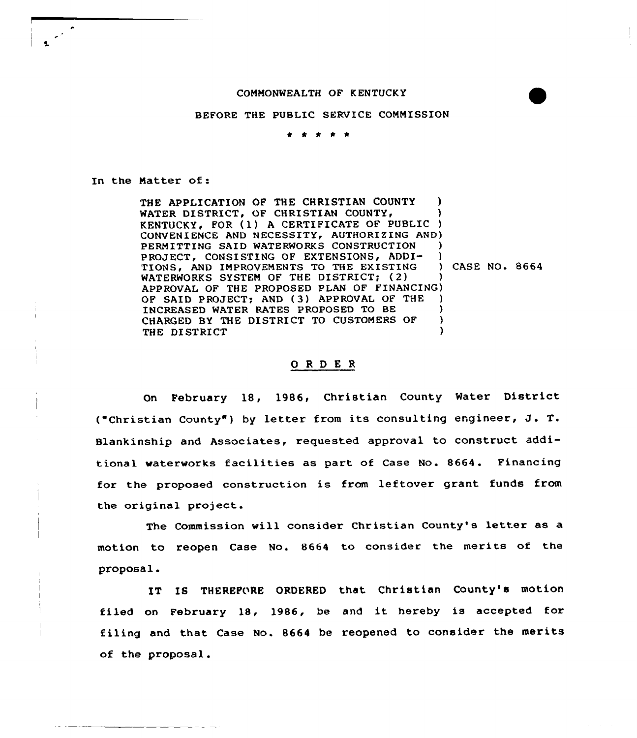COMMONWEALTH OF KENTUCKY

BEFORE THE PUBLIC SERVICE COMMISSION

\* \* \* \* \*

In the Matter of:

| | |
|---|---|
| THE APPLICATION OF THE CHRISTIAN COUNTY WATER DISTRICT, OF CHRISTIAN COUNTY, KENTUCKY, FOR (1) A CERTIFICATE OF PUBLIC CONVENIENCE AND NECESSITY, AUTHORIZING AND PERMITTING SAID WATERWORKS CONSTRUCTION PROJECT, CONSISTING OF EXTENSIONS, ADDITIONS, AND IMPROVEMENTS TO THE EXISTING WATERWORKS SYSTEM OF THE DISTRICT; (2) APPROVAL OF THE PROPOSED PLAN OF FINANCING OF SAID PROJECT; AND (3) APPROVAL OF THE INCREASED WATER RATES PROPOSED TO BE CHARGED BY THE DISTRICT TO CUSTOMERS OF THE DISTRICT | CASE NO. 8664 |

## O R D E R

On February 18, 1986, Christian County Water District ("Christian County") by letter from its consulting engineer, J. T. Blankinship and Associates, requested approval to construct additional waterworks facilities as part of Case No. 8664. Financing for the proposed construction is from leftover grant funds from the original project.

The Commission will consider Christian County's letter as a motion to reopen Case No. 8664 to consider the merits of the proposal.

IT IS THEREFORE ORDERED that Christian County's motion filed on February 18, 1986, be and it hereby is accepted for filing and that Case No. 8664 be reopened to consider the merits of the proposal.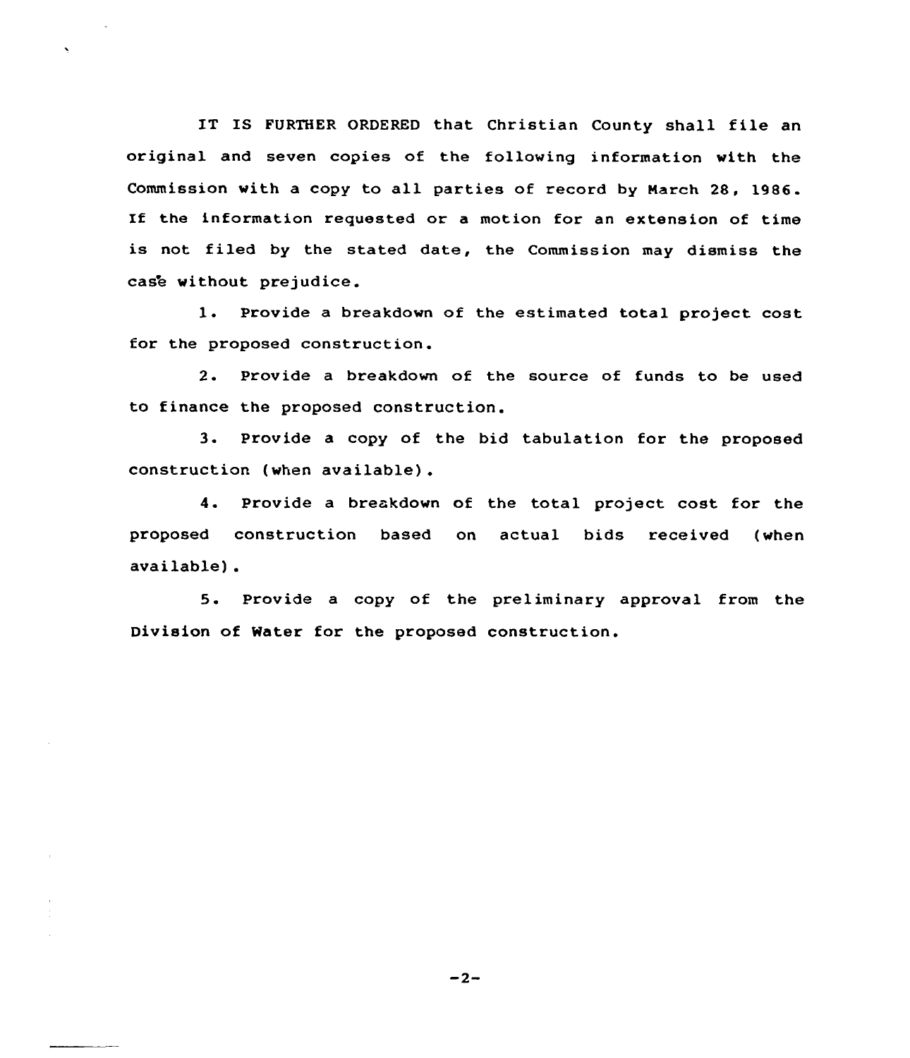IT IS FURTHER ORDERED that Christian County shall file an original and seven copies of the following information with the Commission with a copy to all parties of record by March 28, 1986. If the information requested or a motion for an extension of time is not filed by the stated date, the Commission may dismiss the case without prejudice.

1. Provide a breakdown of the estimated total project cost for the proposed construction.

2. Provide a breakdown of the source of funds to be used to finance the proposed construction.

3. Provide a copy of the bid tabulation for the proposed construction (when available).

4. Provide a breakdown of the total project cost for the proposed construction based on actual bids received (when available).

5. Provide a copy of the preliminary approval from the Division of Water for the proposed construction.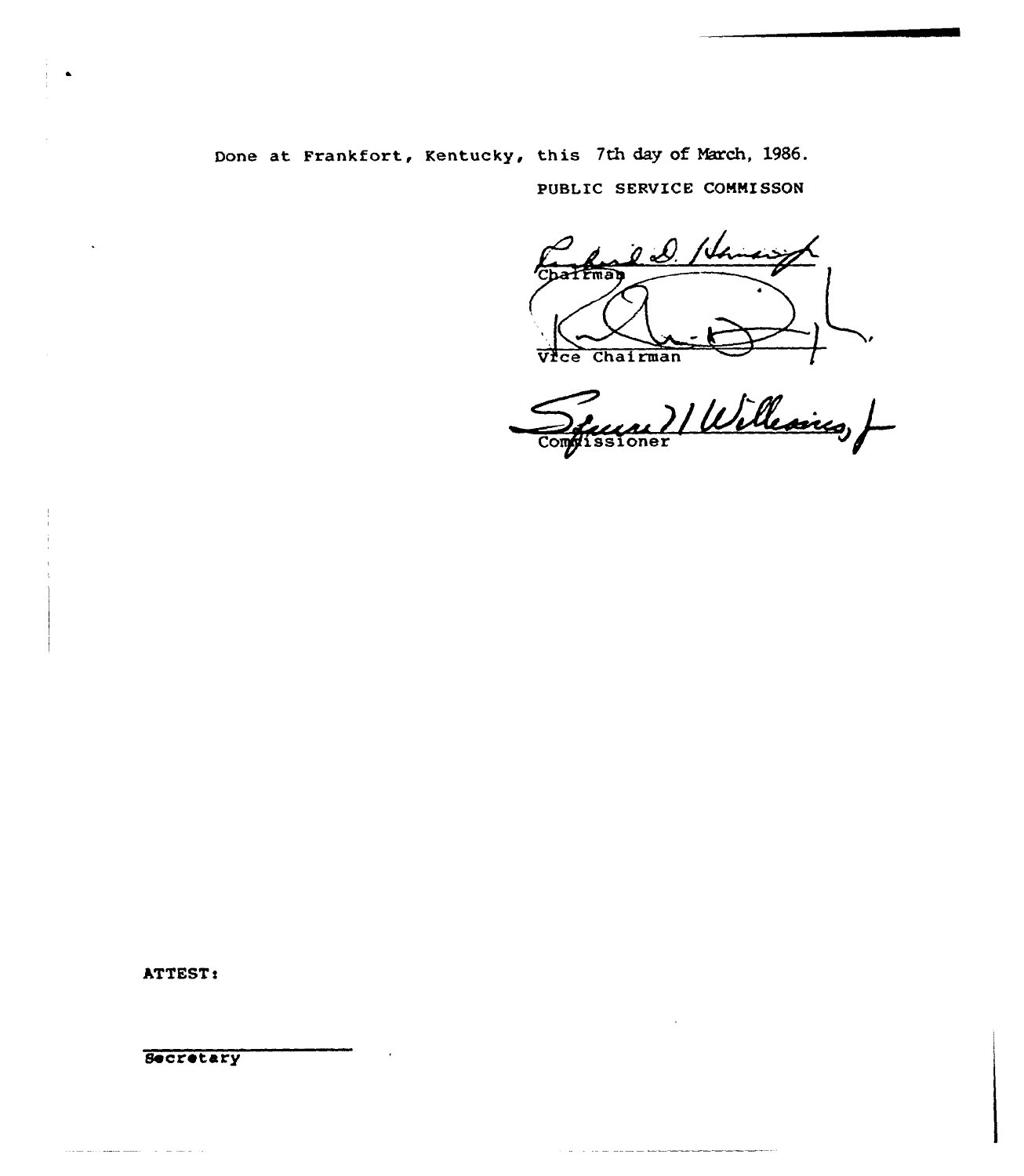Done at Frankfort, Kentucky, this 7th day of March, 1986.

PUBLIC SERVICE COMMISSON

Chairman

Vice Chairman

Commissioner

ATTEST:

Secretary